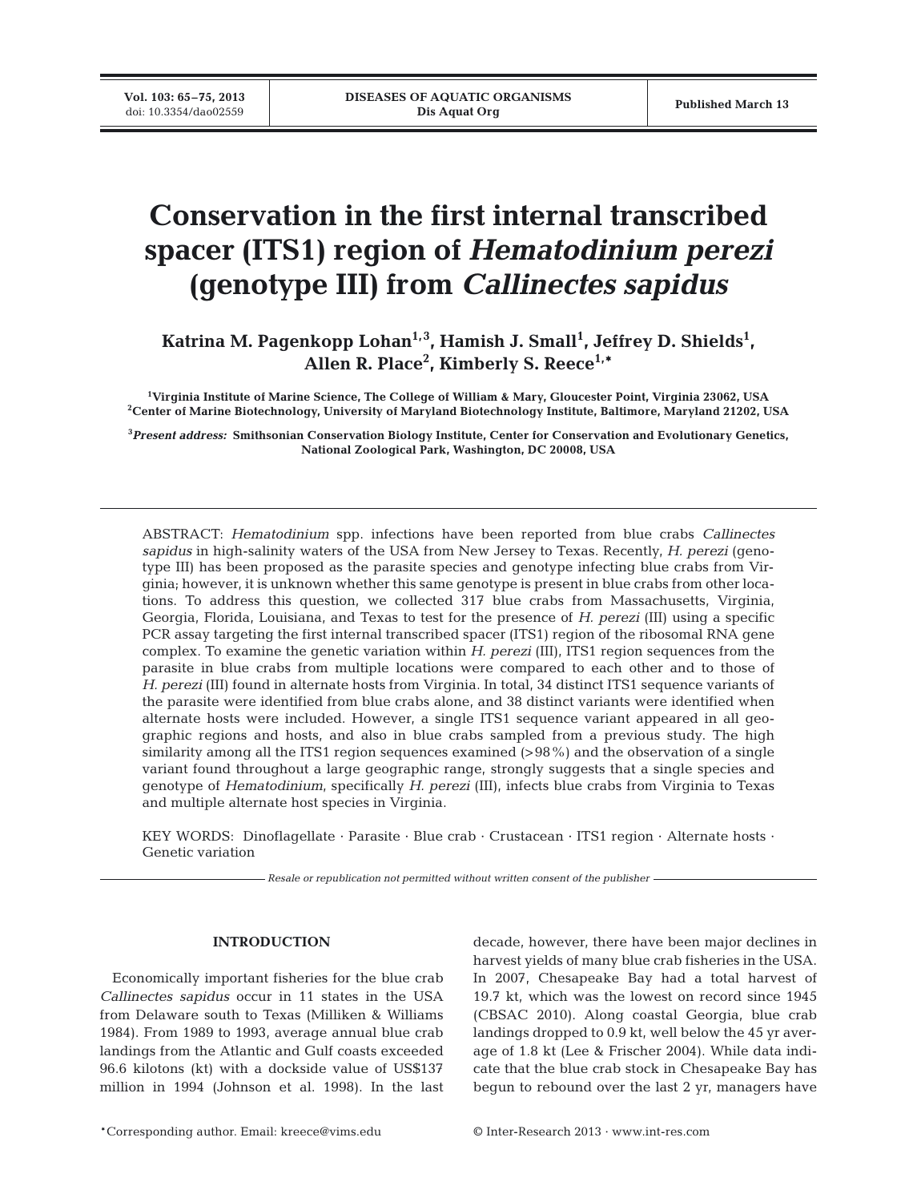# Conservation in the first internal transcribed spacer (ITS1) region of *Hematodinium perezi* (genotype III) from *Callinectes sapidus*

**Katrina M. Pagenkopp Lohan[1,3], Hamish J. Small[1], Jeffrey D. Shields[1], Allen R. Place[2], Kimberly S. Reece[1,*]**

[1]Virginia Institute of Marine Science, The College of William & Mary, Gloucester Point, Virginia 23062, USA
[2]Center of Marine Biotechnology, University of Maryland Biotechnology Institute, Baltimore, Maryland 21202, USA

[3]*Present address:* Smithsonian Conservation Biology Institute, Center for Conservation and Evolutionary Genetics, National Zoological Park, Washington, DC 20008, USA

ABSTRACT: *Hematodinium* spp. infections have been reported from blue crabs *Callinectes sapidus* in high-salinity waters of the USA from New Jersey to Texas. Recently, *H. perezi* (genotype III) has been proposed as the parasite species and genotype infecting blue crabs from Virginia; however, it is unknown whether this same genotype is present in blue crabs from other locations. To address this question, we collected 317 blue crabs from Massachusetts, Virginia, Georgia, Florida, Louisiana, and Texas to test for the presence of *H. perezi* (III) using a specific PCR assay targeting the first internal transcribed spacer (ITS1) region of the ribosomal RNA gene complex. To examine the genetic variation within *H. perezi* (III), ITS1 region sequences from the parasite in blue crabs from multiple locations were compared to each other and to those of *H. perezi* (III) found in alternate hosts from Virginia. In total, 34 distinct ITS1 sequence variants of the parasite were identified from blue crabs alone, and 38 distinct variants were identified when alternate hosts were included. However, a single ITS1 sequence variant appeared in all geographic regions and hosts, and also in blue crabs sampled from a previous study. The high similarity among all the ITS1 region sequences examined (>98%) and the observation of a single variant found throughout a large geographic range, strongly suggests that a single species and genotype of *Hematodinium*, specifically *H. perezi* (III), infects blue crabs from Virginia to Texas and multiple alternate host species in Virginia.

KEY WORDS: Dinoflagellate · Parasite · Blue crab · Crustacean · ITS1 region · Alternate hosts · Genetic variation

*Resale or republication not permitted without written consent of the publisher*

## INTRODUCTION

Economically important fisheries for the blue crab *Callinectes sapidus* occur in 11 states in the USA from Delaware south to Texas (Milliken & Williams 1984). From 1989 to 1993, average annual blue crab landings from the Atlantic and Gulf coasts exceeded 96.6 kilotons (kt) with a dockside value of US$137 million in 1994 (Johnson et al. 1998). In the last decade, however, there have been major declines in harvest yields of many blue crab fisheries in the USA. In 2007, Chesapeake Bay had a total harvest of 19.7 kt, which was the lowest on record since 1945 (CBSAC 2010). Along coastal Georgia, blue crab landings dropped to 0.9 kt, well below the 45 yr average of 1.8 kt (Lee & Frischer 2004). While data indicate that the blue crab stock in Chesapeake Bay has begun to rebound over the last 2 yr, managers have

*Corresponding author. Email: kreece@vims.edu

© Inter-Research 2013 · www.int-res.com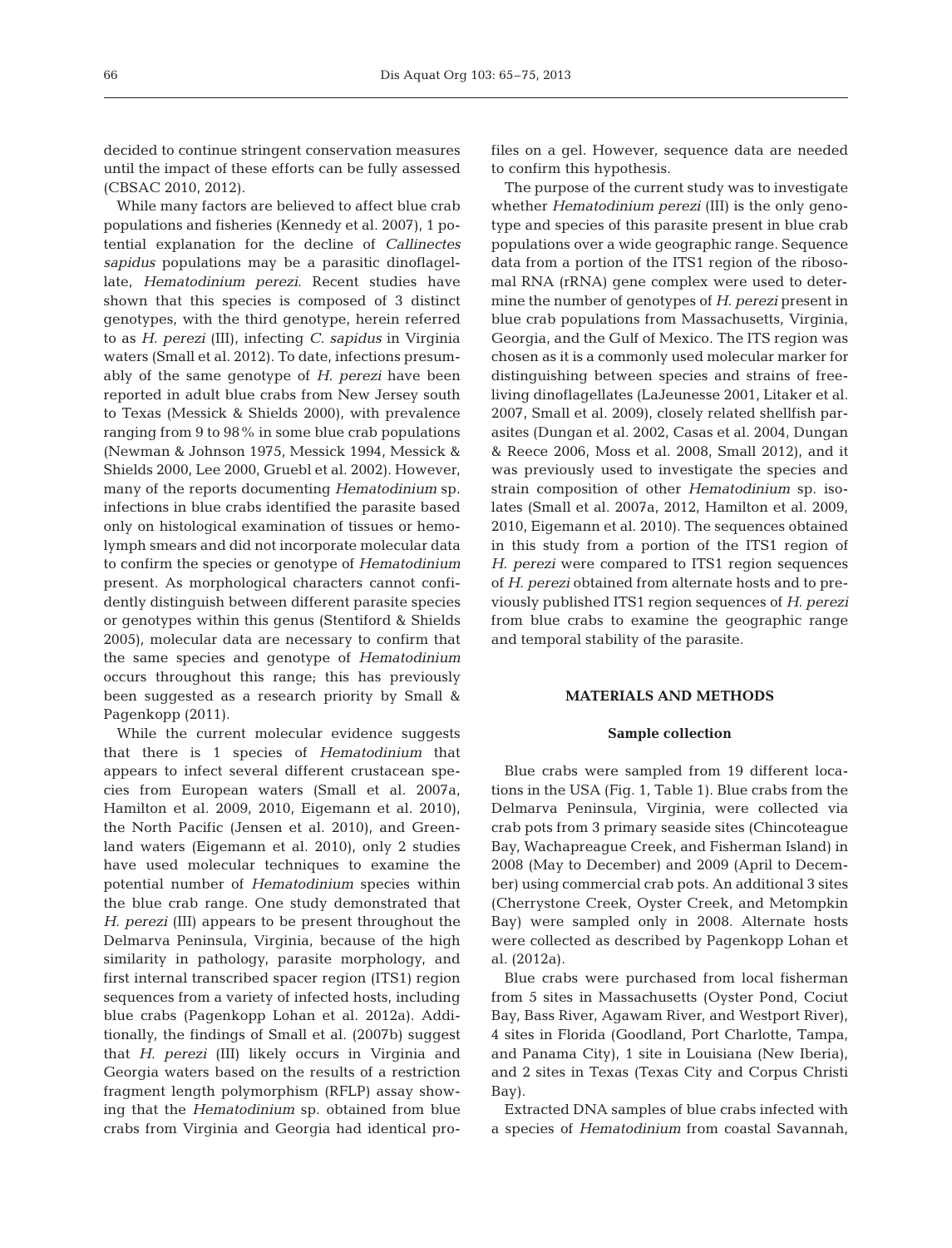decided to continue stringent conservation measures until the impact of these efforts can be fully assessed (CBSAC 2010, 2012).

While many factors are believed to affect blue crab populations and fisheries (Kennedy et al. 2007), 1 potential explanation for the decline of *Callinectes sapidus* populations may be a parasitic dinoflagellate, *Hematodinium perezi*. Recent studies have shown that this species is composed of 3 distinct genotypes, with the third genotype, herein referred to as *H. perezi* (III), infecting *C. sapidus* in Virginia waters (Small et al. 2012). To date, infections presumably of the same genotype of *H. perezi* have been reported in adult blue crabs from New Jersey south to Texas (Messick & Shields 2000), with prevalence ranging from 9 to 98% in some blue crab populations (Newman & Johnson 1975, Messick 1994, Messick & Shields 2000, Lee 2000, Gruebl et al. 2002). However, many of the reports documenting *Hematodinium* sp. infections in blue crabs identified the parasite based only on histological examination of tissues or hemolymph smears and did not incorporate molecular data to confirm the species or genotype of *Hematodinium* present. As morphological characters cannot confidently distinguish between different parasite species or genotypes within this genus (Stentiford & Shields 2005), molecular data are necessary to confirm that the same species and genotype of *Hematodinium* occurs throughout this range; this has previously been suggested as a research priority by Small & Pagenkopp (2011).

While the current molecular evidence suggests that there is 1 species of *Hematodinium* that appears to infect several different crustacean species from European waters (Small et al. 2007a, Hamilton et al. 2009, 2010, Eigemann et al. 2010), the North Pacific (Jensen et al. 2010), and Greenland waters (Eigemann et al. 2010), only 2 studies have used molecular techniques to examine the potential number of *Hematodinium* species within the blue crab range. One study demonstrated that *H. perezi* (III) appears to be present throughout the Delmarva Peninsula, Virginia, because of the high similarity in pathology, parasite morphology, and first internal transcribed spacer region (ITS1) region sequences from a variety of infected hosts, including blue crabs (Pagenkopp Lohan et al. 2012a). Additionally, the findings of Small et al. (2007b) suggest that *H. perezi* (III) likely occurs in Virginia and Georgia waters based on the results of a restriction fragment length polymorphism (RFLP) assay showing that the *Hematodinium* sp. obtained from blue crabs from Virginia and Georgia had identical profiles on a gel. However, sequence data are needed to confirm this hypothesis.

The purpose of the current study was to investigate whether *Hematodinium perezi* (III) is the only genotype and species of this parasite present in blue crab populations over a wide geographic range. Sequence data from a portion of the ITS1 region of the ribosomal RNA (rRNA) gene complex were used to determine the number of genotypes of *H. perezi* present in blue crab populations from Massachusetts, Virginia, Georgia, and the Gulf of Mexico. The ITS region was chosen as it is a commonly used molecular marker for distinguishing between species and strains of free-living dinoflagellates (LaJeunesse 2001, Litaker et al. 2007, Small et al. 2009), closely related shellfish parasites (Dungan et al. 2002, Casas et al. 2004, Dungan & Reece 2006, Moss et al. 2008, Small 2012), and it was previously used to investigate the species and strain composition of other *Hematodinium* sp. isolates (Small et al. 2007a, 2012, Hamilton et al. 2009, 2010, Eigemann et al. 2010). The sequences obtained in this study from a portion of the ITS1 region of *H. perezi* were compared to ITS1 region sequences of *H. perezi* obtained from alternate hosts and to previously published ITS1 region sequences of *H. perezi* from blue crabs to examine the geographic range and temporal stability of the parasite.

## MATERIALS AND METHODS

### Sample collection

Blue crabs were sampled from 19 different locations in the USA (Fig. 1, Table 1). Blue crabs from the Delmarva Peninsula, Virginia, were collected via crab pots from 3 primary seaside sites (Chincoteague Bay, Wachapreague Creek, and Fisherman Island) in 2008 (May to December) and 2009 (April to December) using commercial crab pots. An additional 3 sites (Cherrystone Creek, Oyster Creek, and Metompkin Bay) were sampled only in 2008. Alternate hosts were collected as described by Pagenkopp Lohan et al. (2012a).

Blue crabs were purchased from local fisherman from 5 sites in Massachusetts (Oyster Pond, Cociut Bay, Bass River, Agawam River, and Westport River), 4 sites in Florida (Goodland, Port Charlotte, Tampa, and Panama City), 1 site in Louisiana (New Iberia), and 2 sites in Texas (Texas City and Corpus Christi Bay).

Extracted DNA samples of blue crabs infected with a species of *Hematodinium* from coastal Savannah,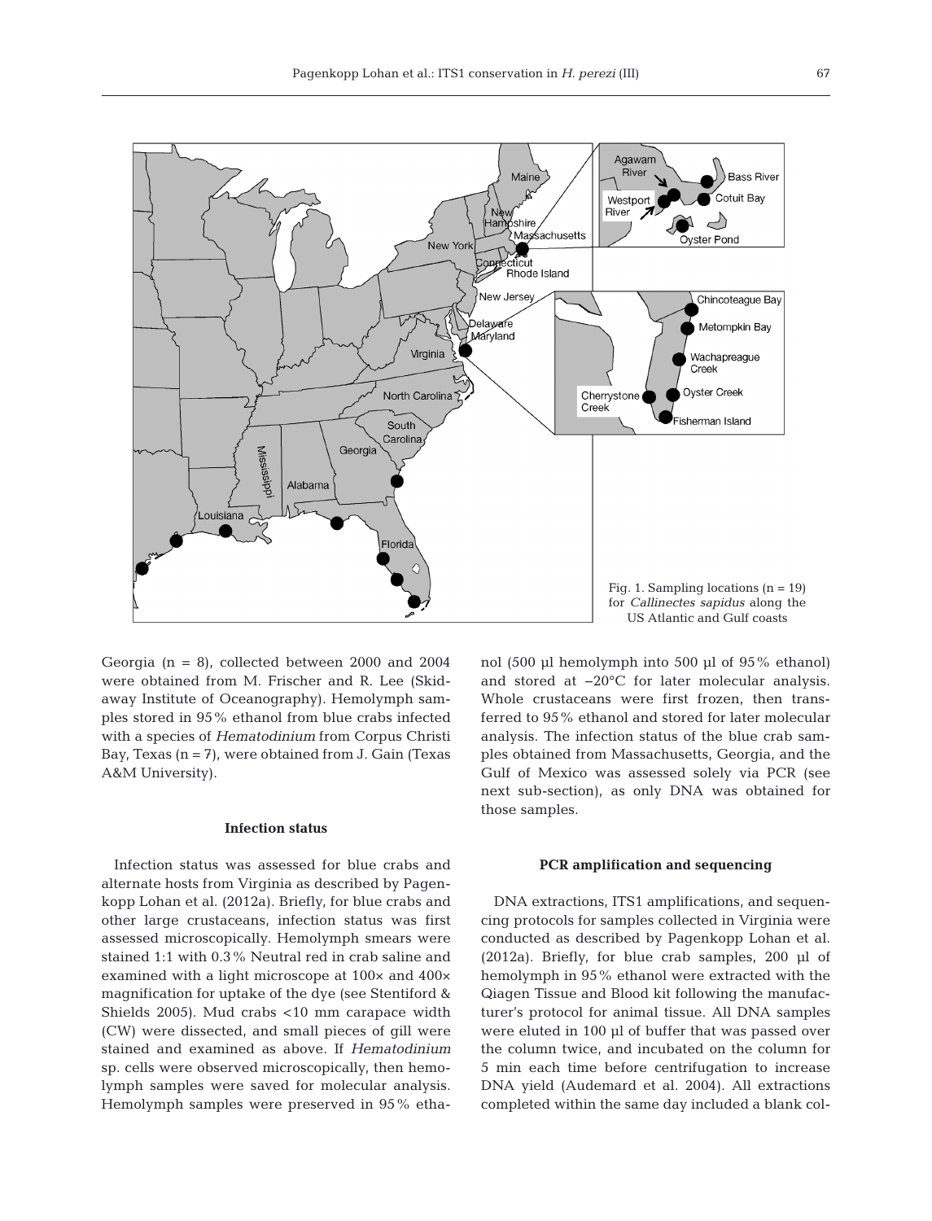Fig. 1. Sampling locations (n = 19) for *Callinectes sapidus* along the US Atlantic and Gulf coasts

Georgia (n = 8), collected between 2000 and 2004 were obtained from M. Frischer and R. Lee (Skidaway Institute of Oceanography). Hemolymph samples stored in 95% ethanol from blue crabs infected with a species of *Hematodinium* from Corpus Christi Bay, Texas (n = 7), were obtained from J. Gain (Texas A&M University).

### Infection status

Infection status was assessed for blue crabs and alternate hosts from Virginia as described by Pagenkopp Lohan et al. (2012a). Briefly, for blue crabs and other large crustaceans, infection status was first assessed microscopically. Hemolymph smears were stained 1:1 with 0.3% Neutral red in crab saline and examined with a light microscope at 100× and 400× magnification for uptake of the dye (see Stentiford & Shields 2005). Mud crabs <10 mm carapace width (CW) were dissected, and small pieces of gill were stained and examined as above. If *Hematodinium* sp. cells were observed microscopically, then hemolymph samples were saved for molecular analysis. Hemolymph samples were preserved in 95% ethanol (500 µl hemolymph into 500 µl of 95% ethanol) and stored at −20°C for later molecular analysis. Whole crustaceans were first frozen, then transferred to 95% ethanol and stored for later molecular analysis. The infection status of the blue crab samples obtained from Massachusetts, Georgia, and the Gulf of Mexico was assessed solely via PCR (see next sub-section), as only DNA was obtained for those samples.

### PCR amplification and sequencing

DNA extractions, ITS1 amplifications, and sequencing protocols for samples collected in Virginia were conducted as described by Pagenkopp Lohan et al. (2012a). Briefly, for blue crab samples, 200 µl of hemolymph in 95% ethanol were extracted with the Qiagen Tissue and Blood kit following the manufacturer's protocol for animal tissue. All DNA samples were eluted in 100 µl of buffer that was passed over the column twice, and incubated on the column for 5 min each time before centrifugation to increase DNA yield (Audemard et al. 2004). All extractions completed within the same day included a blank col-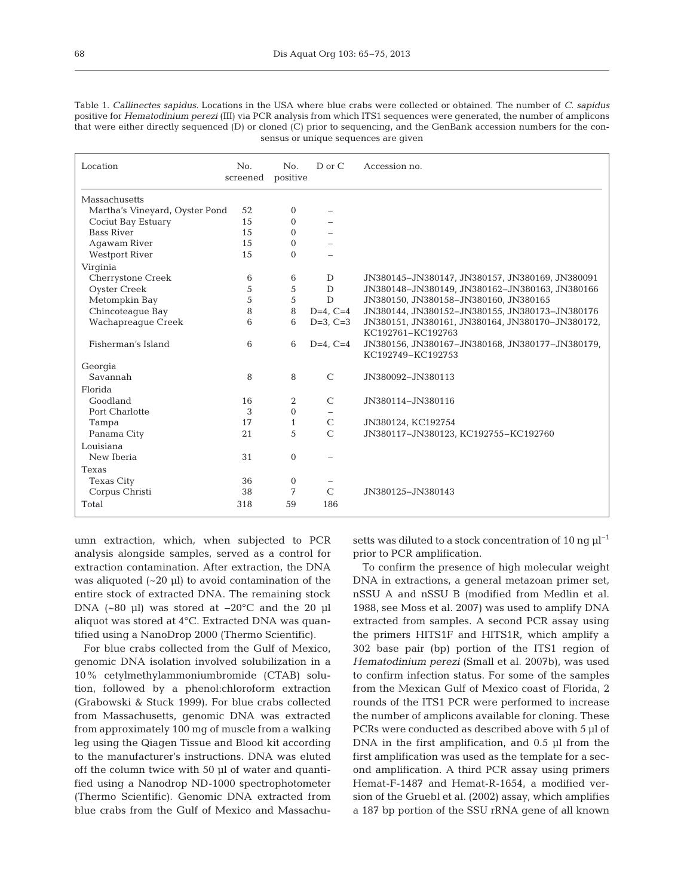Table 1. *Callinectes sapidus*. Locations in the USA where blue crabs were collected or obtained. The number of *C. sapidus* positive for *Hematodinium perezi* (III) via PCR analysis from which ITS1 sequences were generated, the number of amplicons that were either directly sequenced (D) or cloned (C) prior to sequencing, and the GenBank accession numbers for the consensus or unique sequences are given

| Location | No. screened | No. positive | D or C | Accession no. |
|---|---|---|---|---|
| Massachusetts | | | | |
| Martha's Vineyard, Oyster Pond | 52 | 0 | – | |
| Cociut Bay Estuary | 15 | 0 | – | |
| Bass River | 15 | 0 | – | |
| Agawam River | 15 | 0 | – | |
| Westport River | 15 | 0 | – | |
| Virginia | | | | |
| Cherrystone Creek | 6 | 6 | D | JN380145–JN380147, JN380157, JN380169, JN380091 |
| Oyster Creek | 5 | 5 | D | JN380148–JN380149, JN380162–JN380163, JN380166 |
| Metompkin Bay | 5 | 5 | D | JN380150, JN380158–JN380160, JN380165 |
| Chincoteague Bay | 8 | 8 | D=4, C=4 | JN380144, JN380152–JN380155, JN380173–JN380176 |
| Wachapreague Creek | 6 | 6 | D=3, C=3 | JN380151, JN380161, JN380164, JN380170–JN380172, KC192761–KC192763 |
| Fisherman's Island | 6 | 6 | D=4, C=4 | JN380156, JN380167–JN380168, JN380177–JN380179, KC192749–KC192753 |
| Georgia | | | | |
| Savannah | 8 | 8 | C | JN380092–JN380113 |
| Florida | | | | |
| Goodland | 16 | 2 | C | JN380114–JN380116 |
| Port Charlotte | 3 | 0 | – | |
| Tampa | 17 | 1 | C | JN380124, KC192754 |
| Panama City | 21 | 5 | C | JN380117–JN380123, KC192755–KC192760 |
| Louisiana | | | | |
| New Iberia | 31 | 0 | – | |
| Texas | | | | |
| Texas City | 36 | 0 | – | |
| Corpus Christi | 38 | 7 | C | JN380125–JN380143 |
| Total | 318 | 59 | 186 | |

umn extraction, which, when subjected to PCR analysis alongside samples, served as a control for extraction contamination. After extraction, the DNA was aliquoted (~20 µl) to avoid contamination of the entire stock of extracted DNA. The remaining stock DNA (~80 µl) was stored at −20°C and the 20 µl aliquot was stored at 4°C. Extracted DNA was quantified using a NanoDrop 2000 (Thermo Scientific).

For blue crabs collected from the Gulf of Mexico, genomic DNA isolation involved solubilization in a 10% cetylmethylammoniumbromide (CTAB) solution, followed by a phenol:chloroform extraction (Grabowski & Stuck 1999). For blue crabs collected from Massachusetts, genomic DNA was extracted from approximately 100 mg of muscle from a walking leg using the Qiagen Tissue and Blood kit according to the manufacturer's instructions. DNA was eluted off the column twice with 50 µl of water and quantified using a Nanodrop ND-1000 spectrophotometer (Thermo Scientific). Genomic DNA extracted from blue crabs from the Gulf of Mexico and Massachusetts was diluted to a stock concentration of 10 ng $\mu l^{-1}$ prior to PCR amplification.

To confirm the presence of high molecular weight DNA in extractions, a general metazoan primer set, nSSU A and nSSU B (modified from Medlin et al. 1988, see Moss et al. 2007) was used to amplify DNA extracted from samples. A second PCR assay using the primers HITS1F and HITS1R, which amplify a 302 base pair (bp) portion of the ITS1 region of *Hematodinium perezi* (Small et al. 2007b), was used to confirm infection status. For some of the samples from the Mexican Gulf of Mexico coast of Florida, 2 rounds of the ITS1 PCR were performed to increase the number of amplicons available for cloning. These PCRs were conducted as described above with 5 µl of DNA in the first amplification, and 0.5 µl from the first amplification was used as the template for a second amplification. A third PCR assay using primers Hemat-F-1487 and Hemat-R-1654, a modified version of the Gruebl et al. (2002) assay, which amplifies a 187 bp portion of the SSU rRNA gene of all known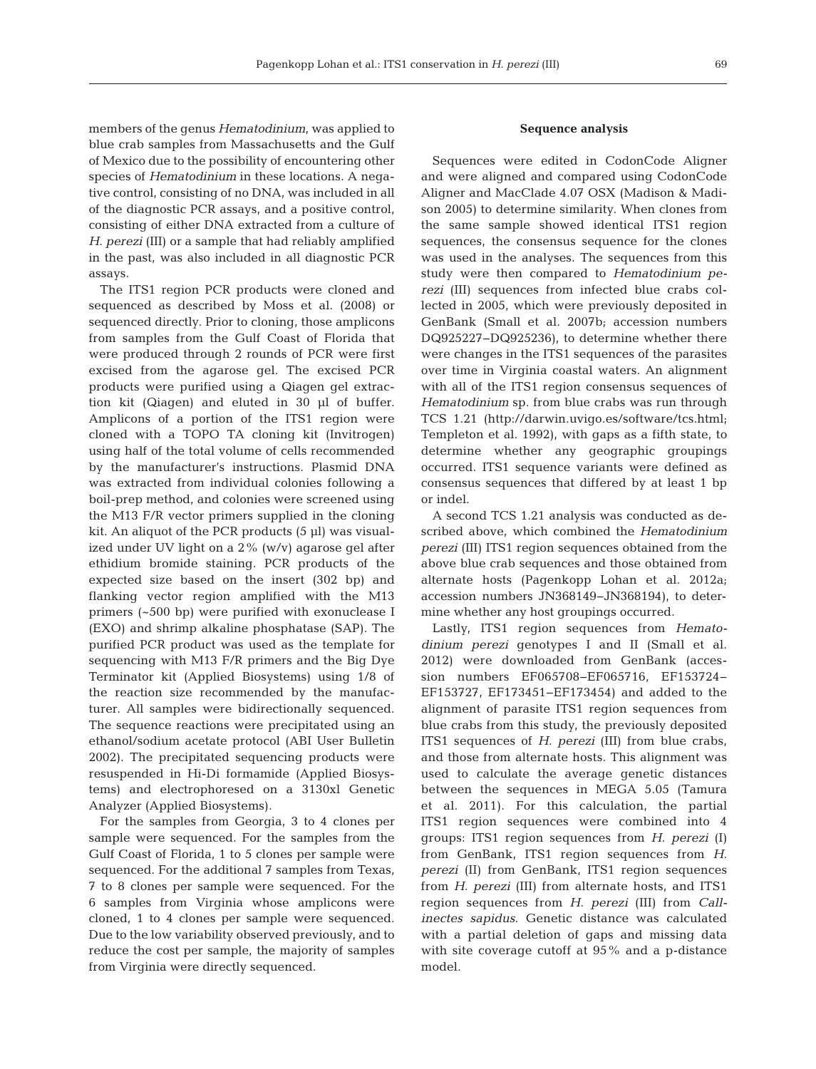members of the genus *Hematodinium*, was applied to blue crab samples from Massachusetts and the Gulf of Mexico due to the possibility of encountering other species of *Hematodinium* in these locations. A negative control, consisting of no DNA, was included in all of the diagnostic PCR assays, and a positive control, consisting of either DNA extracted from a culture of *H. perezi* (III) or a sample that had reliably amplified in the past, was also included in all diagnostic PCR assays.

The ITS1 region PCR products were cloned and sequenced as described by Moss et al. (2008) or sequenced directly. Prior to cloning, those amplicons from samples from the Gulf Coast of Florida that were produced through 2 rounds of PCR were first excised from the agarose gel. The excised PCR products were purified using a Qiagen gel extraction kit (Qiagen) and eluted in 30 µl of buffer. Amplicons of a portion of the ITS1 region were cloned with a TOPO TA cloning kit (Invitrogen) using half of the total volume of cells recommended by the manufacturer's instructions. Plasmid DNA was extracted from individual colonies following a boil-prep method, and colonies were screened using the M13 F/R vector primers supplied in the cloning kit. An aliquot of the PCR products (5 µl) was visualized under UV light on a 2% (w/v) agarose gel after ethidium bromide staining. PCR products of the expected size based on the insert (302 bp) and flanking vector region amplified with the M13 primers (~500 bp) were purified with exonuclease I (EXO) and shrimp alkaline phosphatase (SAP). The purified PCR product was used as the template for sequencing with M13 F/R primers and the Big Dye Terminator kit (Applied Biosystems) using 1/8 of the reaction size recommended by the manufacturer. All samples were bidirectionally sequenced. The sequence reactions were precipitated using an ethanol/sodium acetate protocol (ABI User Bulletin 2002). The precipitated sequencing products were resuspended in Hi-Di formamide (Applied Biosystems) and electrophoresed on a 3130xl Genetic Analyzer (Applied Biosystems).

For the samples from Georgia, 3 to 4 clones per sample were sequenced. For the samples from the Gulf Coast of Florida, 1 to 5 clones per sample were sequenced. For the additional 7 samples from Texas, 7 to 8 clones per sample were sequenced. For the 6 samples from Virginia whose amplicons were cloned, 1 to 4 clones per sample were sequenced. Due to the low variability observed previously, and to reduce the cost per sample, the majority of samples from Virginia were directly sequenced.

### Sequence analysis

Sequences were edited in CodonCode Aligner and were aligned and compared using CodonCode Aligner and MacClade 4.07 OSX (Madison & Madison 2005) to determine similarity. When clones from the same sample showed identical ITS1 region sequences, the consensus sequence for the clones was used in the analyses. The sequences from this study were then compared to *Hematodinium perezi* (III) sequences from infected blue crabs collected in 2005, which were previously deposited in GenBank (Small et al. 2007b; accession numbers DQ925227–DQ925236), to determine whether there were changes in the ITS1 sequences of the parasites over time in Virginia coastal waters. An alignment with all of the ITS1 region consensus sequences of *Hematodinium* sp. from blue crabs was run through TCS 1.21 (http://darwin.uvigo.es/software/tcs.html; Templeton et al. 1992), with gaps as a fifth state, to determine whether any geographic groupings occurred. ITS1 sequence variants were defined as consensus sequences that differed by at least 1 bp or indel.

A second TCS 1.21 analysis was conducted as described above, which combined the *Hematodinium perezi* (III) ITS1 region sequences obtained from the above blue crab sequences and those obtained from alternate hosts (Pagenkopp Lohan et al. 2012a; accession numbers JN368149–JN368194), to determine whether any host groupings occurred.

Lastly, ITS1 region sequences from *Hematodinium perezi* genotypes I and II (Small et al. 2012) were downloaded from GenBank (accession numbers EF065708–EF065716, EF153724–EF153727, EF173451–EF173454) and added to the alignment of parasite ITS1 region sequences from blue crabs from this study, the previously deposited ITS1 sequences of *H. perezi* (III) from blue crabs, and those from alternate hosts. This alignment was used to calculate the average genetic distances between the sequences in MEGA 5.05 (Tamura et al. 2011). For this calculation, the partial ITS1 region sequences were combined into 4 groups: ITS1 region sequences from *H. perezi* (I) from GenBank, ITS1 region sequences from *H. perezi* (II) from GenBank, ITS1 region sequences from *H. perezi* (III) from alternate hosts, and ITS1 region sequences from *H. perezi* (III) from *Callinectes sapidus*. Genetic distance was calculated with a partial deletion of gaps and missing data with site coverage cutoff at 95% and a p-distance model.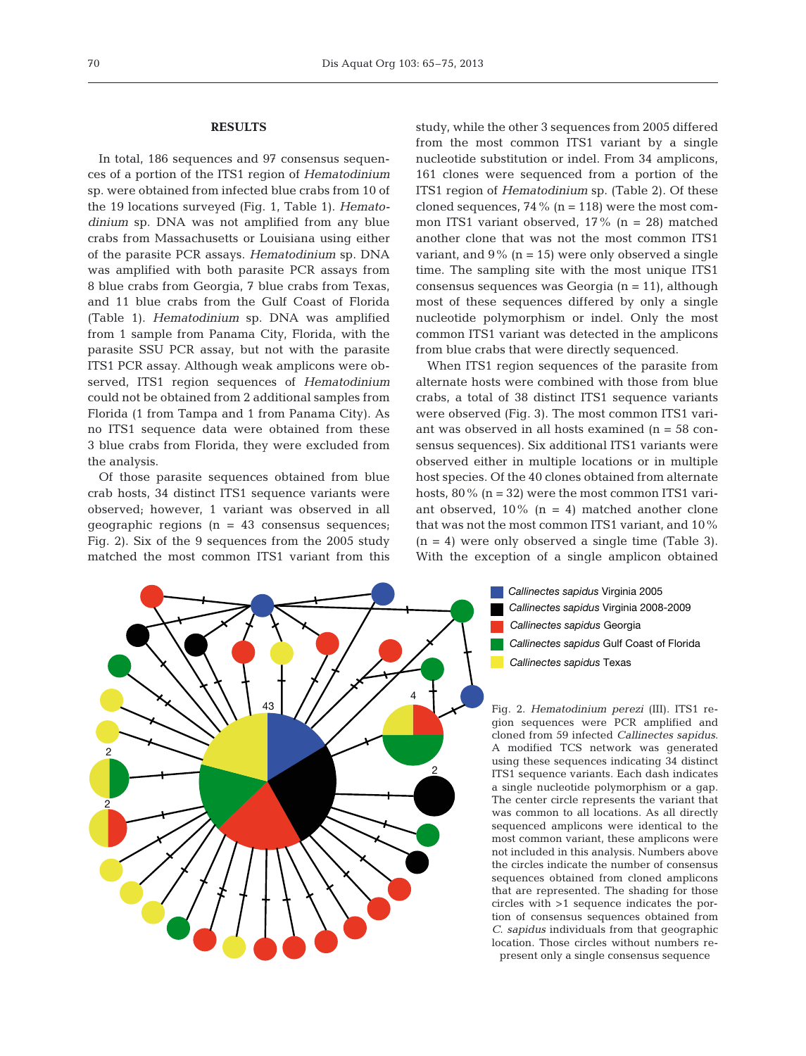## RESULTS

In total, 186 sequences and 97 consensus sequences of a portion of the ITS1 region of *Hematodinium* sp. were obtained from infected blue crabs from 10 of the 19 locations surveyed (Fig. 1, Table 1). *Hematodinium* sp. DNA was not amplified from any blue crabs from Massachusetts or Louisiana using either of the parasite PCR assays. *Hematodinium* sp. DNA was amplified with both parasite PCR assays from 8 blue crabs from Georgia, 7 blue crabs from Texas, and 11 blue crabs from the Gulf Coast of Florida (Table 1). *Hematodinium* sp. DNA was amplified from 1 sample from Panama City, Florida, with the parasite SSU PCR assay, but not with the parasite ITS1 PCR assay. Although weak amplicons were observed, ITS1 region sequences of *Hematodinium* could not be obtained from 2 additional samples from Florida (1 from Tampa and 1 from Panama City). As no ITS1 sequence data were obtained from these 3 blue crabs from Florida, they were excluded from the analysis.

Of those parasite sequences obtained from blue crab hosts, 34 distinct ITS1 sequence variants were observed; however, 1 variant was observed in all geographic regions (n = 43 consensus sequences; Fig. 2). Six of the 9 sequences from the 2005 study matched the most common ITS1 variant from this study, while the other 3 sequences from 2005 differed from the most common ITS1 variant by a single nucleotide substitution or indel. From 34 amplicons, 161 clones were sequenced from a portion of the ITS1 region of *Hematodinium* sp. (Table 2). Of these cloned sequences, 74% (n = 118) were the most common ITS1 variant observed, 17% (n = 28) matched another clone that was not the most common ITS1 variant, and 9% (n = 15) were only observed a single time. The sampling site with the most unique ITS1 consensus sequences was Georgia (n = 11), although most of these sequences differed by only a single nucleotide polymorphism or indel. Only the most common ITS1 variant was detected in the amplicons from blue crabs that were directly sequenced.

When ITS1 region sequences of the parasite from alternate hosts were combined with those from blue crabs, a total of 38 distinct ITS1 sequence variants were observed (Fig. 3). The most common ITS1 variant was observed in all hosts examined (n = 58 consensus sequences). Six additional ITS1 variants were observed either in multiple locations or in multiple host species. Of the 40 clones obtained from alternate hosts, 80% (n = 32) were the most common ITS1 variant observed, 10% (n = 4) matched another clone that was not the most common ITS1 variant, and 10% (n = 4) were only observed a single time (Table 3). With the exception of a single amplicon obtained

Fig. 2. *Hematodinium perezi* (III). ITS1 region sequences were PCR amplified and cloned from 59 infected *Callinectes sapidus*. A modified TCS network was generated using these sequences indicating 34 distinct ITS1 sequence variants. Each dash indicates a single nucleotide polymorphism or a gap. The center circle represents the variant that was common to all locations. As all directly sequenced amplicons were identical to the most common variant, these amplicons were not included in this analysis. Numbers above the circles indicate the number of consensus sequences obtained from cloned amplicons that are represented. The shading for those circles with >1 sequence indicates the portion of consensus sequences obtained from *C. sapidus* individuals from that geographic location. Those circles without numbers represent only a single consensus sequence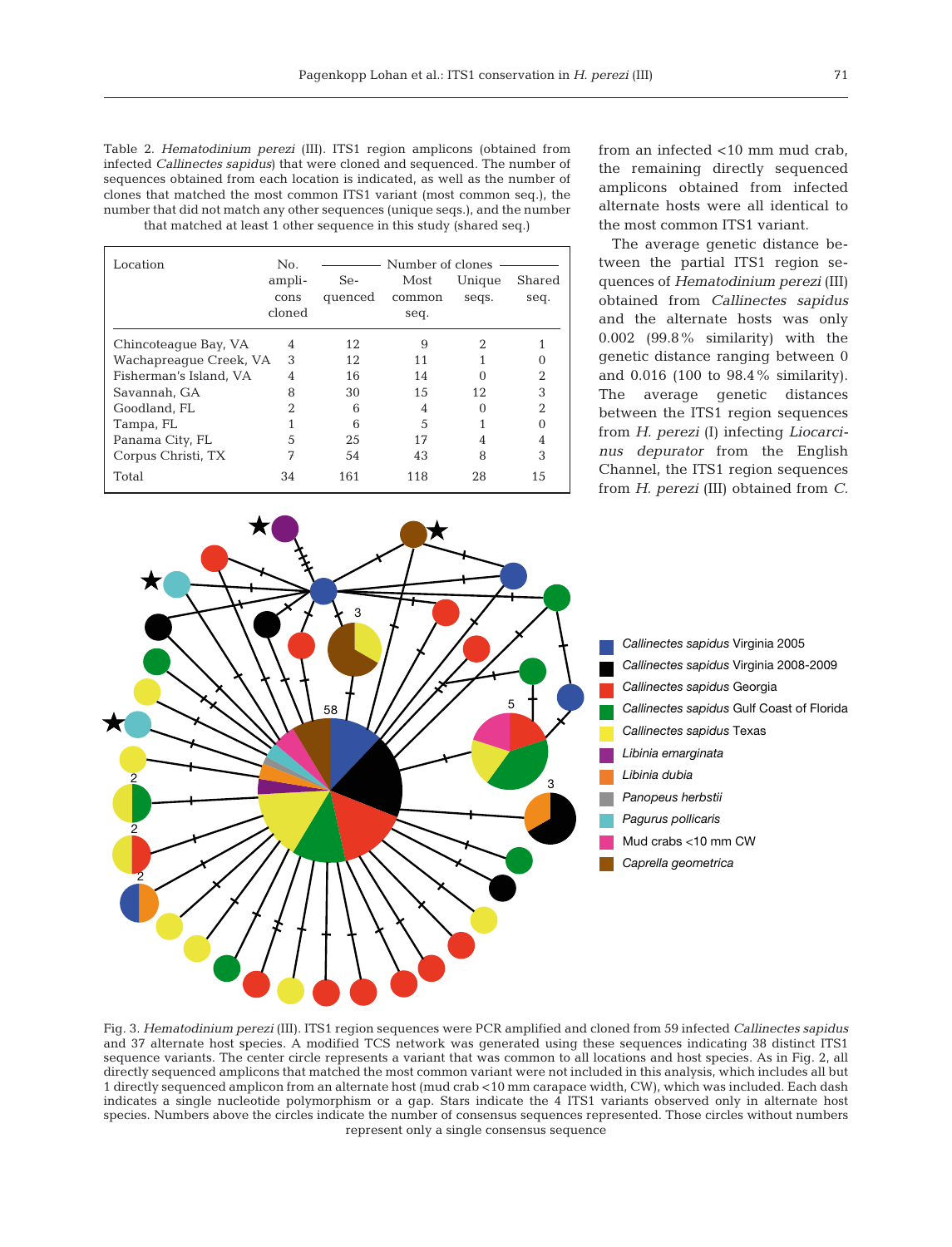Table 2. *Hematodinium perezi* (III). ITS1 region amplicons (obtained from infected *Callinectes sapidus*) that were cloned and sequenced. The number of sequences obtained from each location is indicated, as well as the number of clones that matched the most common ITS1 variant (most common seq.), the number that did not match any other sequences (unique seqs.), and the number that matched at least 1 other sequence in this study (shared seq.)

| Location | No. amplicons cloned | Number of clones | | | |
|---|---|---|---|---|---|
| | | Sequenced | Most common seq. | Unique seqs. | Shared seq. |
| Chincoteague Bay, VA | 4 | 12 | 9 | 2 | 1 |
| Wachapreague Creek, VA | 3 | 12 | 11 | 1 | 0 |
| Fisherman's Island, VA | 4 | 16 | 14 | 0 | 2 |
| Savannah, GA | 8 | 30 | 15 | 12 | 3 |
| Goodland, FL | 2 | 6 | 4 | 0 | 2 |
| Tampa, FL | 1 | 6 | 5 | 1 | 0 |
| Panama City, FL | 5 | 25 | 17 | 4 | 4 |
| Corpus Christi, TX | 7 | 54 | 43 | 8 | 3 |
| Total | 34 | 161 | 118 | 28 | 15 |

from an infected <10 mm mud crab, the remaining directly sequenced amplicons obtained from infected alternate hosts were all identical to the most common ITS1 variant.

The average genetic distance between the partial ITS1 region sequences of *Hematodinium perezi* (III) obtained from *Callinectes sapidus* and the alternate hosts was only 0.002 (99.8% similarity) with the genetic distance ranging between 0 and 0.016 (100 to 98.4% similarity). The average genetic distances between the ITS1 region sequences from *H. perezi* (I) infecting *Liocarcinus depurator* from the English Channel, the ITS1 region sequences from *H. perezi* (III) obtained from *C.*

Fig. 3. *Hematodinium perezi* (III). ITS1 region sequences were PCR amplified and cloned from 59 infected *Callinectes sapidus* and 37 alternate host species. A modified TCS network was generated using these sequences indicating 38 distinct ITS1 sequence variants. The center circle represents a variant that was common to all locations and host species. As in Fig. 2, all directly sequenced amplicons that matched the most common variant were not included in this analysis, which includes all but 1 directly sequenced amplicon from an alternate host (mud crab <10 mm carapace width, CW), which was included. Each dash indicates a single nucleotide polymorphism or a gap. Stars indicate the 4 ITS1 variants observed only in alternate host species. Numbers above the circles indicate the number of consensus sequences represented. Those circles without numbers represent only a single consensus sequence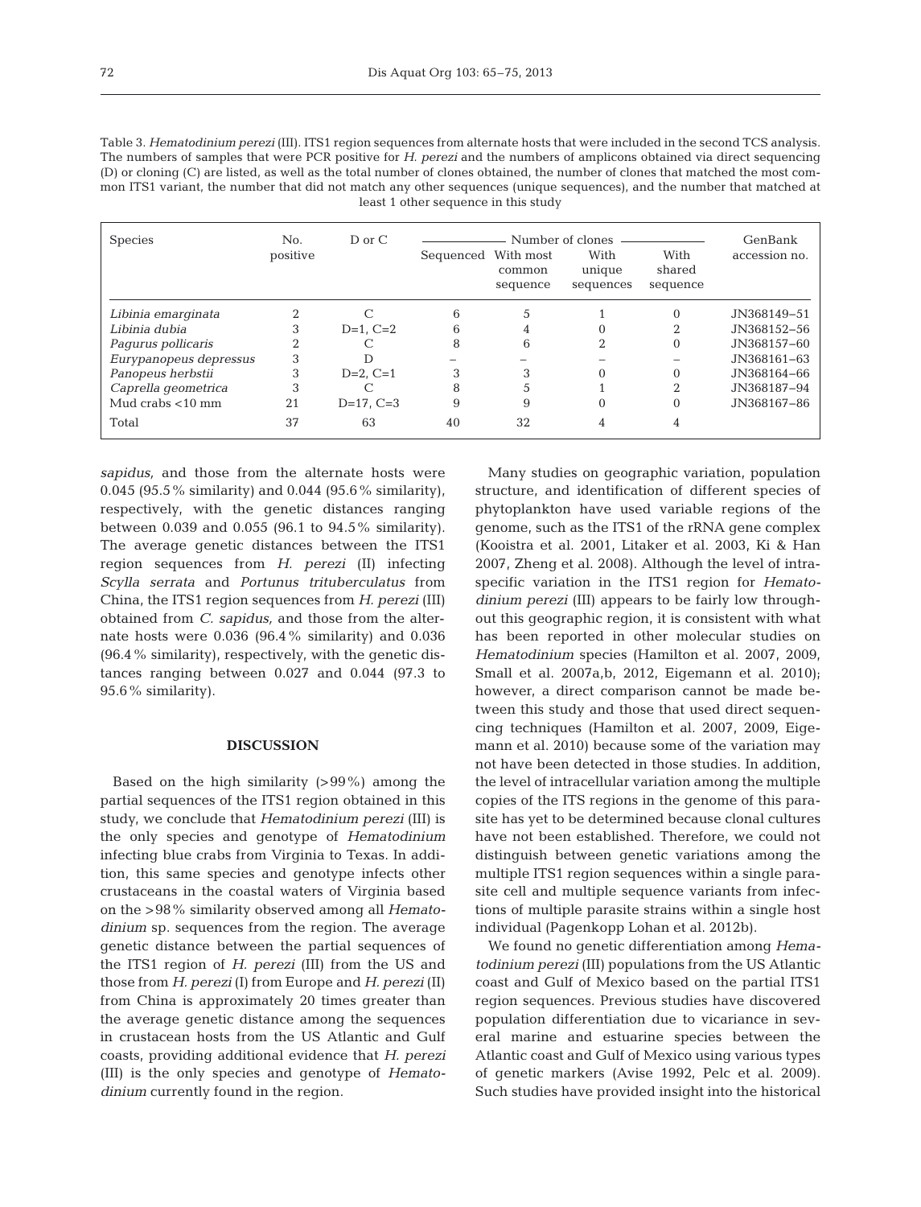Table 3. *Hematodinium perezi* (III). ITS1 region sequences from alternate hosts that were included in the second TCS analysis. The numbers of samples that were PCR positive for *H. perezi* and the numbers of amplicons obtained via direct sequencing (D) or cloning (C) are listed, as well as the total number of clones obtained, the number of clones that matched the most common ITS1 variant, the number that did not match any other sequences (unique sequences), and the number that matched at least 1 other sequence in this study

| Species | No. positive | D or C | Number of clones | | | | GenBank accession no. |
|---|---|---|---|---|---|---|---|
| | | | Sequenced | With most common sequence | With unique sequences | With shared sequence | |
| *Libinia emarginata* | 2 | C | 6 | 5 | 1 | 0 | JN368149–51 |
| *Libinia dubia* | 3 | D=1, C=2 | 6 | 4 | 0 | 2 | JN368152–56 |
| *Pagurus pollicaris* | 2 | C | 8 | 6 | 2 | 0 | JN368157–60 |
| *Eurypanopeus depressus* | 3 | D | – | – | – | – | JN368161–63 |
| *Panopeus herbstii* | 3 | D=2, C=1 | 3 | 3 | 0 | 0 | JN368164–66 |
| *Caprella geometrica* | 3 | C | 8 | 5 | 1 | 2 | JN368187–94 |
| Mud crabs <10 mm | 21 | D=17, C=3 | 9 | 9 | 0 | 0 | JN368167–86 |
| Total | 37 | 63 | 40 | 32 | 4 | 4 | |

*sapidus*, and those from the alternate hosts were 0.045 (95.5% similarity) and 0.044 (95.6% similarity), respectively, with the genetic distances ranging between 0.039 and 0.055 (96.1 to 94.5% similarity). The average genetic distances between the ITS1 region sequences from *H. perezi* (II) infecting *Scylla serrata* and *Portunus trituberculatus* from China, the ITS1 region sequences from *H. perezi* (III) obtained from *C. sapidus*, and those from the alternate hosts were 0.036 (96.4% similarity) and 0.036 (96.4% similarity), respectively, with the genetic distances ranging between 0.027 and 0.044 (97.3 to 95.6% similarity).

## DISCUSSION

Based on the high similarity (>99%) among the partial sequences of the ITS1 region obtained in this study, we conclude that *Hematodinium perezi* (III) is the only species and genotype of *Hematodinium* infecting blue crabs from Virginia to Texas. In addition, this same species and genotype infects other crustaceans in the coastal waters of Virginia based on the >98% similarity observed among all *Hematodinium* sp. sequences from the region. The average genetic distance between the partial sequences of the ITS1 region of *H. perezi* (III) from the US and those from *H. perezi* (I) from Europe and *H. perezi* (II) from China is approximately 20 times greater than the average genetic distance among the sequences in crustacean hosts from the US Atlantic and Gulf coasts, providing additional evidence that *H. perezi* (III) is the only species and genotype of *Hematodinium* currently found in the region.

Many studies on geographic variation, population structure, and identification of different species of phytoplankton have used variable regions of the genome, such as the ITS1 of the rRNA gene complex (Kooistra et al. 2001, Litaker et al. 2003, Ki & Han 2007, Zheng et al. 2008). Although the level of intraspecific variation in the ITS1 region for *Hematodinium perezi* (III) appears to be fairly low throughout this geographic region, it is consistent with what has been reported in other molecular studies on *Hematodinium* species (Hamilton et al. 2007, 2009, Small et al. 2007a,b, 2012, Eigemann et al. 2010); however, a direct comparison cannot be made between this study and those that used direct sequencing techniques (Hamilton et al. 2007, 2009, Eigemann et al. 2010) because some of the variation may not have been detected in those studies. In addition, the level of intracellular variation among the multiple copies of the ITS regions in the genome of this parasite has yet to be determined because clonal cultures have not been established. Therefore, we could not distinguish between genetic variations among the multiple ITS1 region sequences within a single parasite cell and multiple sequence variants from infections of multiple parasite strains within a single host individual (Pagenkopp Lohan et al. 2012b).

We found no genetic differentiation among *Hematodinium perezi* (III) populations from the US Atlantic coast and Gulf of Mexico based on the partial ITS1 region sequences. Previous studies have discovered population differentiation due to vicariance in several marine and estuarine species between the Atlantic coast and Gulf of Mexico using various types of genetic markers (Avise 1992, Pelc et al. 2009). Such studies have provided insight into the historical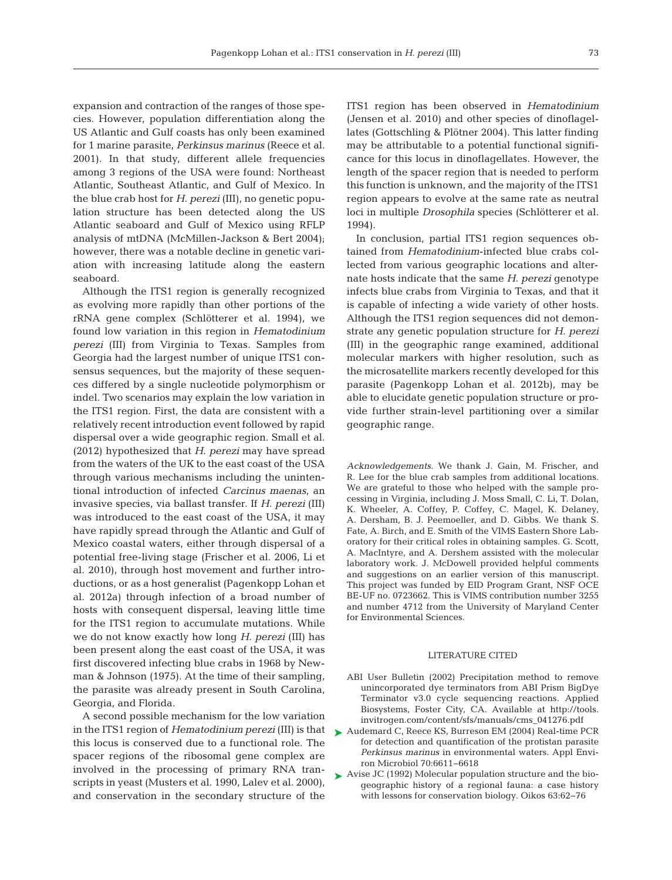expansion and contraction of the ranges of those species. However, population differentiation along the US Atlantic and Gulf coasts has only been examined for 1 marine parasite, *Perkinsus marinus* (Reece et al. 2001). In that study, different allele frequencies among 3 regions of the USA were found: Northeast Atlantic, Southeast Atlantic, and Gulf of Mexico. In the blue crab host for *H. perezi* (III), no genetic population structure has been detected along the US Atlantic seaboard and Gulf of Mexico using RFLP analysis of mtDNA (McMillen-Jackson & Bert 2004); however, there was a notable decline in genetic variation with increasing latitude along the eastern seaboard.

Although the ITS1 region is generally recognized as evolving more rapidly than other portions of the rRNA gene complex (Schlötterer et al. 1994), we found low variation in this region in *Hematodinium perezi* (III) from Virginia to Texas. Samples from Georgia had the largest number of unique ITS1 consensus sequences, but the majority of these sequences differed by a single nucleotide polymorphism or indel. Two scenarios may explain the low variation in the ITS1 region. First, the data are consistent with a relatively recent introduction event followed by rapid dispersal over a wide geographic region. Small et al. (2012) hypothesized that *H. perezi* may have spread from the waters of the UK to the east coast of the USA through various mechanisms including the unintentional introduction of infected *Carcinus maenas*, an invasive species, via ballast transfer. If *H. perezi* (III) was introduced to the east coast of the USA, it may have rapidly spread through the Atlantic and Gulf of Mexico coastal waters, either through dispersal of a potential free-living stage (Frischer et al. 2006, Li et al. 2010), through host movement and further introductions, or as a host generalist (Pagenkopp Lohan et al. 2012a) through infection of a broad number of hosts with consequent dispersal, leaving little time for the ITS1 region to accumulate mutations. While we do not know exactly how long *H. perezi* (III) has been present along the east coast of the USA, it was first discovered infecting blue crabs in 1968 by Newman & Johnson (1975). At the time of their sampling, the parasite was already present in South Carolina, Georgia, and Florida.

A second possible mechanism for the low variation in the ITS1 region of *Hematodinium perezi* (III) is that this locus is conserved due to a functional role. The spacer regions of the ribosomal gene complex are involved in the processing of primary RNA transcripts in yeast (Musters et al. 1990, Lalev et al. 2000), and conservation in the secondary structure of the ITS1 region has been observed in *Hematodinium* (Jensen et al. 2010) and other species of dinoflagellates (Gottschling & Plötner 2004). This latter finding may be attributable to a potential functional significance for this locus in dinoflagellates. However, the length of the spacer region that is needed to perform this function is unknown, and the majority of the ITS1 region appears to evolve at the same rate as neutral loci in multiple *Drosophila* species (Schlötterer et al. 1994).

In conclusion, partial ITS1 region sequences obtained from *Hematodinium*-infected blue crabs collected from various geographic locations and alternate hosts indicate that the same *H. perezi* genotype infects blue crabs from Virginia to Texas, and that it is capable of infecting a wide variety of other hosts. Although the ITS1 region sequences did not demonstrate any genetic population structure for *H. perezi* (III) in the geographic range examined, additional molecular markers with higher resolution, such as the microsatellite markers recently developed for this parasite (Pagenkopp Lohan et al. 2012b), may be able to elucidate genetic population structure or provide further strain-level partitioning over a similar geographic range.

*Acknowledgements.* We thank J. Gain, M. Frischer, and R. Lee for the blue crab samples from additional locations. We are grateful to those who helped with the sample processing in Virginia, including J. Moss Small, C. Li, T. Dolan, K. Wheeler, A. Coffey, P. Coffey, C. Magel, K. Delaney, A. Dersham, B. J. Peemoeller, and D. Gibbs. We thank S. Fate, A. Birch, and E. Smith of the VIMS Eastern Shore Laboratory for their critical roles in obtaining samples. G. Scott, A. MacIntyre, and A. Dershem assisted with the molecular laboratory work. J. McDowell provided helpful comments and suggestions on an earlier version of this manuscript. This project was funded by EID Program Grant, NSF OCE BE-UF no. 0723662. This is VIMS contribution number 3255 and number 4712 from the University of Maryland Center for Environmental Sciences.

## LITERATURE CITED

- ABI User Bulletin (2002) Precipitation method to remove unincorporated dye terminators from ABI Prism BigDye Terminator v3.0 cycle sequencing reactions. Applied Biosystems, Foster City, CA. Available at http://tools.invitrogen.com/content/sfs/manuals/cms_041276.pdf
- Audemard C, Reece KS, Burreson EM (2004) Real-time PCR for detection and quantification of the protistan parasite *Perkinsus marinus* in environmental waters. Appl Environ Microbiol 70:6611–6618
- Avise JC (1992) Molecular population structure and the biogeographic history of a regional fauna: a case history with lessons for conservation biology. Oikos 63:62–76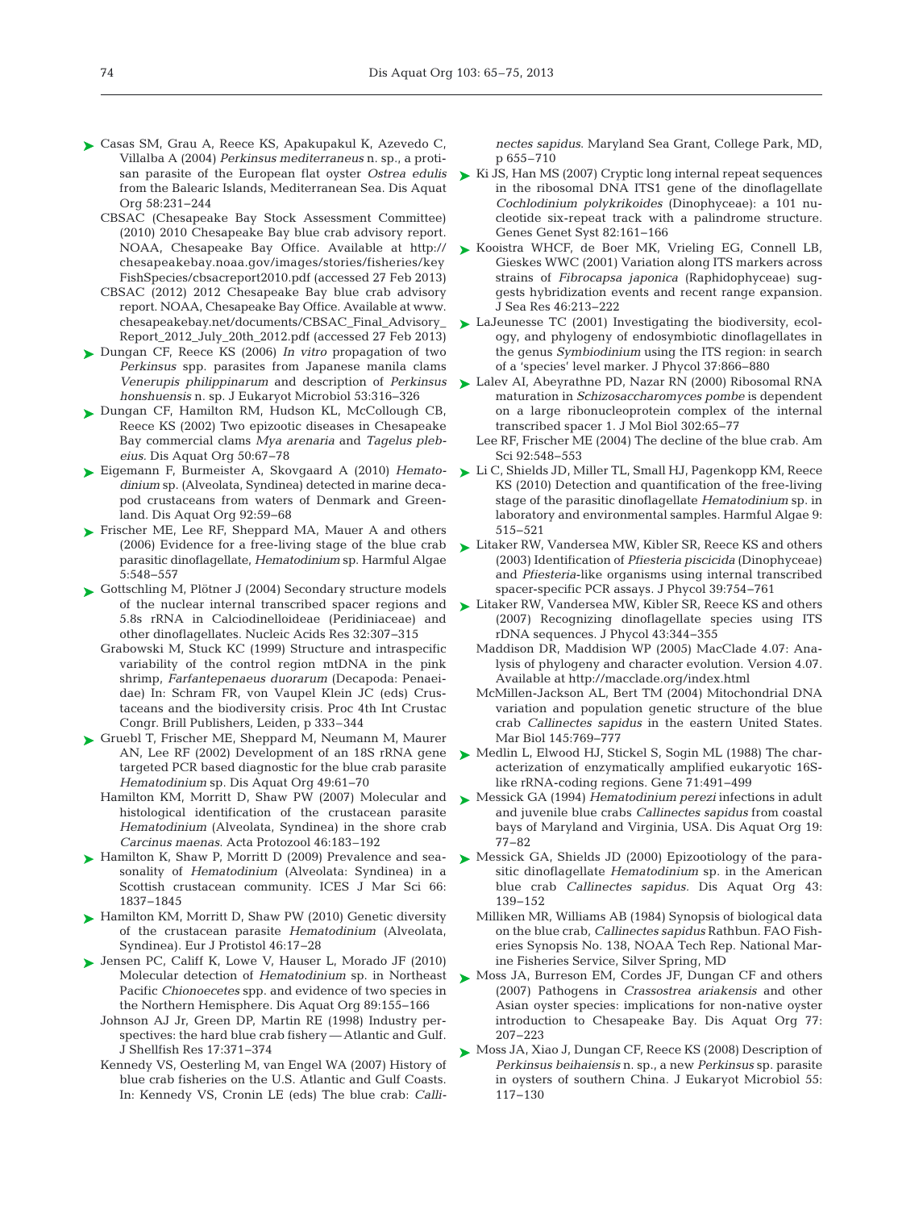Casas SM, Grau A, Reece KS, Apakupakul K, Azevedo C, Villalba A (2004) *Perkinsus mediterraneus* n. sp., a protistan parasite of the European flat oyster *Ostrea edulis* from the Balearic Islands, Mediterranean Sea. Dis Aquat Org 58:231−244

CBSAC (Chesapeake Bay Stock Assessment Committee) (2010) 2010 Chesapeake Bay blue crab advisory report. NOAA, Chesapeake Bay Office. Available at http://chesapeakebay.noaa.gov/images/stories/fisheries/keyFishSpecies/cbsacreport2010.pdf (accessed 27 Feb 2013)

CBSAC (2012) 2012 Chesapeake Bay blue crab advisory report. NOAA, Chesapeake Bay Office. Available at www.chesapeakebay.net/documents/CBSAC_Final_Advisory_Report_2012_July_20th_2012.pdf (accessed 27 Feb 2013)

Dungan CF, Reece KS (2006) *In vitro* propagation of two *Perkinsus* spp. parasites from Japanese manila clams *Venerupis philippinarum* and description of *Perkinsus honshuensis* n. sp. J Eukaryot Microbiol 53:316−326

Dungan CF, Hamilton RM, Hudson KL, McCollough CB, Reece KS (2002) Two epizootic diseases in Chesapeake Bay commercial clams *Mya arenaria* and *Tagelus plebeius*. Dis Aquat Org 50:67−78

Eigemann F, Burmeister A, Skovgaard A (2010) *Hematodinium* sp. (Alveolata, Syndinea) detected in marine decapod crustaceans from waters of Denmark and Greenland. Dis Aquat Org 92:59−68

Frischer ME, Lee RF, Sheppard MA, Mauer A and others (2006) Evidence for a free-living stage of the blue crab parasitic dinoflagellate, *Hematodinium* sp. Harmful Algae 5:548−557

Gottschling M, Plötner J (2004) Secondary structure models of the nuclear internal transcribed spacer regions and 5.8s rRNA in Calciodinelloideae (Peridiniaceae) and other dinoflagellates. Nucleic Acids Res 32:307−315

Grabowski M, Stuck KC (1999) Structure and intraspecific variability of the control region mtDNA in the pink shrimp, *Farfantepenaeus duorarum* (Decapoda: Penaeidae) In: Schram FR, von Vaupel Klein JC (eds) Crustaceans and the biodiversity crisis. Proc 4th Int Crustac Congr. Brill Publishers, Leiden, p 333−344

Gruebl T, Frischer ME, Sheppard M, Neumann M, Maurer AN, Lee RF (2002) Development of an 18S rRNA gene targeted PCR based diagnostic for the blue crab parasite *Hematodinium* sp. Dis Aquat Org 49:61−70

Hamilton KM, Morritt D, Shaw PW (2007) Molecular and histological identification of the crustacean parasite *Hematodinium* (Alveolata, Syndinea) in the shore crab *Carcinus maenas.* Acta Protozool 46:183−192

Hamilton K, Shaw P, Morritt D (2009) Prevalence and seasonality of *Hematodinium* (Alveolata: Syndinea) in a Scottish crustacean community. ICES J Mar Sci 66: 1837−1845

Hamilton KM, Morritt D, Shaw PW (2010) Genetic diversity of the crustacean parasite *Hematodinium* (Alveolata, Syndinea). Eur J Protistol 46:17−28

Jensen PC, Califf K, Lowe V, Hauser L, Morado JF (2010) Molecular detection of *Hematodinium* sp. in Northeast Pacific *Chionoecetes* spp. and evidence of two species in the Northern Hemisphere. Dis Aquat Org 89:155−166

Johnson AJ Jr, Green DP, Martin RE (1998) Industry perspectives: the hard blue crab fishery — Atlantic and Gulf. J Shellfish Res 17:371−374

Kennedy VS, Oesterling M, van Engel WA (2007) History of blue crab fisheries on the U.S. Atlantic and Gulf Coasts. In: Kennedy VS, Cronin LE (eds) The blue crab: *Callinectes sapidus*. Maryland Sea Grant, College Park, MD, p 655−710

Ki JS, Han MS (2007) Cryptic long internal repeat sequences in the ribosomal DNA ITS1 gene of the dinoflagellate *Cochlodinium polykrikoides* (Dinophyceae): a 101 nucleotide six-repeat track with a palindrome structure. Genes Genet Syst 82:161−166

Kooistra WHCF, de Boer MK, Vrieling EG, Connell LB, Gieskes WWC (2001) Variation along ITS markers across strains of *Fibrocapsa japonica* (Raphidophyceae) suggests hybridization events and recent range expansion. J Sea Res 46:213−222

LaJeunesse TC (2001) Investigating the biodiversity, ecology, and phylogeny of endosymbiotic dinoflagellates in the genus *Symbiodinium* using the ITS region: in search of a 'species' level marker. J Phycol 37:866−880

Lalev AI, Abeyrathne PD, Nazar RN (2000) Ribosomal RNA maturation in *Schizosaccharomyces pombe* is dependent on a large ribonucleoprotein complex of the internal transcribed spacer 1. J Mol Biol 302:65−77

Lee RF, Frischer ME (2004) The decline of the blue crab. Am Sci 92:548−553

Li C, Shields JD, Miller TL, Small HJ, Pagenkopp KM, Reece KS (2010) Detection and quantification of the free-living stage of the parasitic dinoflagellate *Hematodinium* sp. in laboratory and environmental samples. Harmful Algae 9: 515−521

Litaker RW, Vandersea MW, Kibler SR, Reece KS and others (2003) Identification of *Pfiesteria piscicida* (Dinophyceae) and *Pfiesteria*-like organisms using internal transcribed spacer-specific PCR assays. J Phycol 39:754−761

Litaker RW, Vandersea MW, Kibler SR, Reece KS and others (2007) Recognizing dinoflagellate species using ITS rDNA sequences. J Phycol 43:344−355

Maddison DR, Maddision WP (2005) MacClade 4.07: Analysis of phylogeny and character evolution. Version 4.07. Available at http://macclade.org/index.html

McMillen-Jackson AL, Bert TM (2004) Mitochondrial DNA variation and population genetic structure of the blue crab *Callinectes sapidus* in the eastern United States. Mar Biol 145:769−777

Medlin L, Elwood HJ, Stickel S, Sogin ML (1988) The characterization of enzymatically amplified eukaryotic 16S-like rRNA-coding regions. Gene 71:491−499

Messick GA (1994) *Hematodinium perezi* infections in adult and juvenile blue crabs *Callinectes sapidus* from coastal bays of Maryland and Virginia, USA. Dis Aquat Org 19: 77−82

Messick GA, Shields JD (2000) Epizootiology of the parasitic dinoflagellate *Hematodinium* sp. in the American blue crab *Callinectes sapidus.* Dis Aquat Org 43: 139−152

Milliken MR, Williams AB (1984) Synopsis of biological data on the blue crab, *Callinectes sapidus* Rathbun. FAO Fisheries Synopsis No. 138, NOAA Tech Rep. National Marine Fisheries Service, Silver Spring, MD

Moss JA, Burreson EM, Cordes JF, Dungan CF and others (2007) Pathogens in *Crassostrea ariakensis* and other Asian oyster species: implications for non-native oyster introduction to Chesapeake Bay. Dis Aquat Org 77: 207−223

Moss JA, Xiao J, Dungan CF, Reece KS (2008) Description of *Perkinsus beihaiensis* n. sp., a new *Perkinsus* sp. parasite in oysters of southern China. J Eukaryot Microbiol 55: 117−130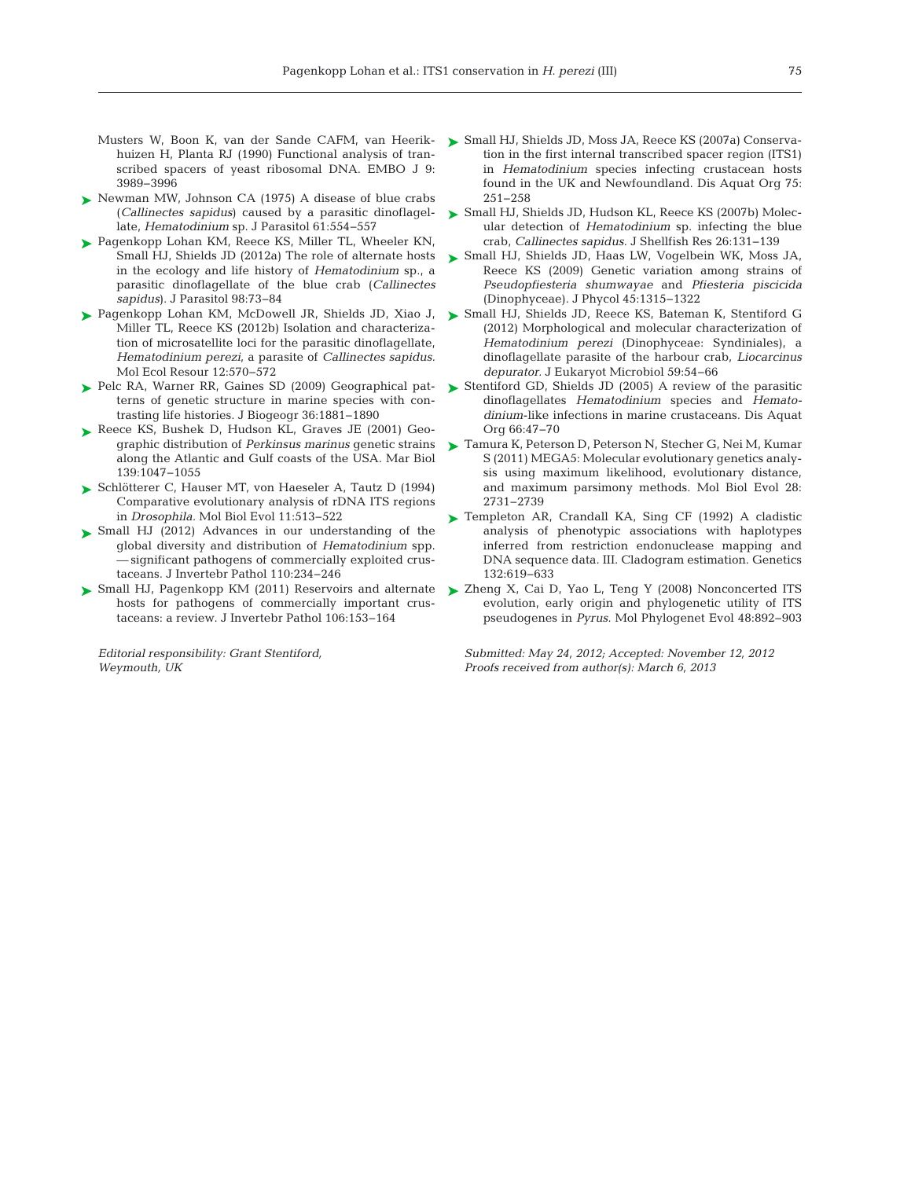Musters W, Boon K, van der Sande CAFM, van Heerikhuizen H, Planta RJ (1990) Functional analysis of transcribed spacers of yeast ribosomal DNA. EMBO J 9: 3989−3996

Newman MW, Johnson CA (1975) A disease of blue crabs (*Callinectes sapidus*) caused by a parasitic dinoflagellate, *Hematodinium* sp. J Parasitol 61:554−557

Pagenkopp Lohan KM, Reece KS, Miller TL, Wheeler KN, Small HJ, Shields JD (2012a) The role of alternate hosts in the ecology and life history of *Hematodinium* sp., a parasitic dinoflagellate of the blue crab (*Callinectes sapidus*). J Parasitol 98:73−84

Pagenkopp Lohan KM, McDowell JR, Shields JD, Xiao J, Miller TL, Reece KS (2012b) Isolation and characterization of microsatellite loci for the parasitic dinoflagellate, *Hematodinium perezi*, a parasite of *Callinectes sapidus*. Mol Ecol Resour 12:570−572

Pelc RA, Warner RR, Gaines SD (2009) Geographical patterns of genetic structure in marine species with contrasting life histories. J Biogeogr 36:1881−1890

Reece KS, Bushek D, Hudson KL, Graves JE (2001) Geographic distribution of *Perkinsus marinus* genetic strains along the Atlantic and Gulf coasts of the USA. Mar Biol 139:1047−1055

Schlötterer C, Hauser MT, von Haeseler A, Tautz D (1994) Comparative evolutionary analysis of rDNA ITS regions in *Drosophila*. Mol Biol Evol 11:513−522

Small HJ (2012) Advances in our understanding of the global diversity and distribution of *Hematodinium* spp. — significant pathogens of commercially exploited crustaceans. J Invertebr Pathol 110:234−246

Small HJ, Pagenkopp KM (2011) Reservoirs and alternate hosts for pathogens of commercially important crustaceans: a review. J Invertebr Pathol 106:153−164

Small HJ, Shields JD, Moss JA, Reece KS (2007a) Conservation in the first internal transcribed spacer region (ITS1) in *Hematodinium* species infecting crustacean hosts found in the UK and Newfoundland. Dis Aquat Org 75: 251−258

Small HJ, Shields JD, Hudson KL, Reece KS (2007b) Molecular detection of *Hematodinium* sp. infecting the blue crab, *Callinectes sapidus*. J Shellfish Res 26:131−139

Small HJ, Shields JD, Haas LW, Vogelbein WK, Moss JA, Reece KS (2009) Genetic variation among strains of *Pseudopfiesteria shumwayae* and *Pfiesteria piscicida* (Dinophyceae). J Phycol 45:1315−1322

Small HJ, Shields JD, Reece KS, Bateman K, Stentiford G (2012) Morphological and molecular characterization of *Hematodinium perezi* (Dinophyceae: Syndiniales), a dinoflagellate parasite of the harbour crab, *Liocarcinus depurator*. J Eukaryot Microbiol 59:54−66

Stentiford GD, Shields JD (2005) A review of the parasitic dinoflagellates *Hematodinium* species and *Hematodinium*-like infections in marine crustaceans. Dis Aquat Org 66:47−70

Tamura K, Peterson D, Peterson N, Stecher G, Nei M, Kumar S (2011) MEGA5: Molecular evolutionary genetics analysis using maximum likelihood, evolutionary distance, and maximum parsimony methods. Mol Biol Evol 28: 2731−2739

Templeton AR, Crandall KA, Sing CF (1992) A cladistic analysis of phenotypic associations with haplotypes inferred from restriction endonuclease mapping and DNA sequence data. III. Cladogram estimation. Genetics 132:619−633

Zheng X, Cai D, Yao L, Teng Y (2008) Nonconcerted ITS evolution, early origin and phylogenetic utility of ITS pseudogenes in *Pyrus*. Mol Phylogenet Evol 48:892−903

*Editorial responsibility: Grant Stentiford, Weymouth, UK*

*Submitted: May 24, 2012; Accepted: November 12, 2012*
*Proofs received from author(s): March 6, 2013*